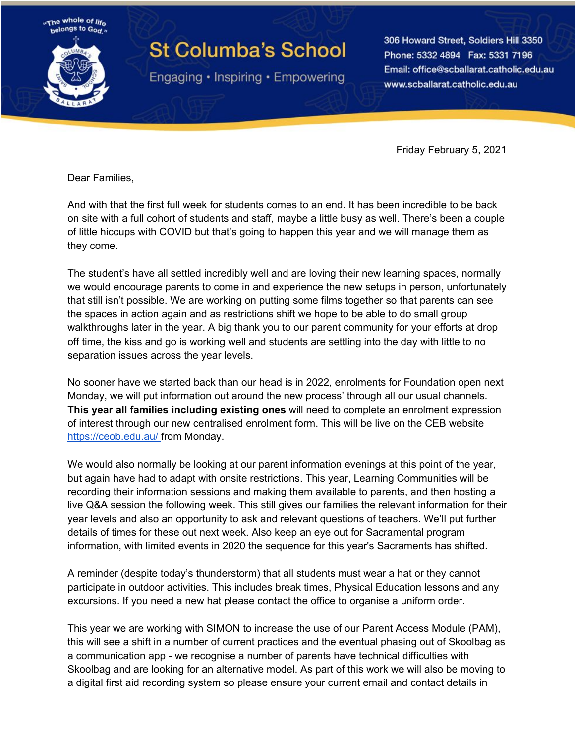"The whole of life belongs to God."

# St Columba's School

Engaging • Inspiring • Empowering

306 Howard Street, Soldiers Hill 3350
Phone: 5332 4894 Fax: 5331 7196
Email: office@scballarat.catholic.edu.au
www.scballarat.catholic.edu.au

Friday February 5, 2021

Dear Families,

And with that the first full week for students comes to an end. It has been incredible to be back on site with a full cohort of students and staff, maybe a little busy as well. There's been a couple of little hiccups with COVID but that's going to happen this year and we will manage them as they come.

The student's have all settled incredibly well and are loving their new learning spaces, normally we would encourage parents to come in and experience the new setups in person, unfortunately that still isn't possible. We are working on putting some films together so that parents can see the spaces in action again and as restrictions shift we hope to be able to do small group walkthroughs later in the year. A big thank you to our parent community for your efforts at drop off time, the kiss and go is working well and students are settling into the day with little to no separation issues across the year levels.

No sooner have we started back than our head is in 2022, enrolments for Foundation open next Monday, we will put information out around the new process' through all our usual channels. **This year all families including existing ones** will need to complete an enrolment expression of interest through our new centralised enrolment form. This will be live on the CEB website [https://ceob.edu.au/](https://ceob.edu.au/) from Monday.

We would also normally be looking at our parent information evenings at this point of the year, but again have had to adapt with onsite restrictions. This year, Learning Communities will be recording their information sessions and making them available to parents, and then hosting a live Q&A session the following week. This still gives our families the relevant information for their year levels and also an opportunity to ask and relevant questions of teachers. We'll put further details of times for these out next week. Also keep an eye out for Sacramental program information, with limited events in 2020 the sequence for this year's Sacraments has shifted.

A reminder (despite today's thunderstorm) that all students must wear a hat or they cannot participate in outdoor activities. This includes break times, Physical Education lessons and any excursions. If you need a new hat please contact the office to organise a uniform order.

This year we are working with SIMON to increase the use of our Parent Access Module (PAM), this will see a shift in a number of current practices and the eventual phasing out of Skoolbag as a communication app - we recognise a number of parents have technical difficulties with Skoolbag and are looking for an alternative model. As part of this work we will also be moving to a digital first aid recording system so please ensure your current email and contact details in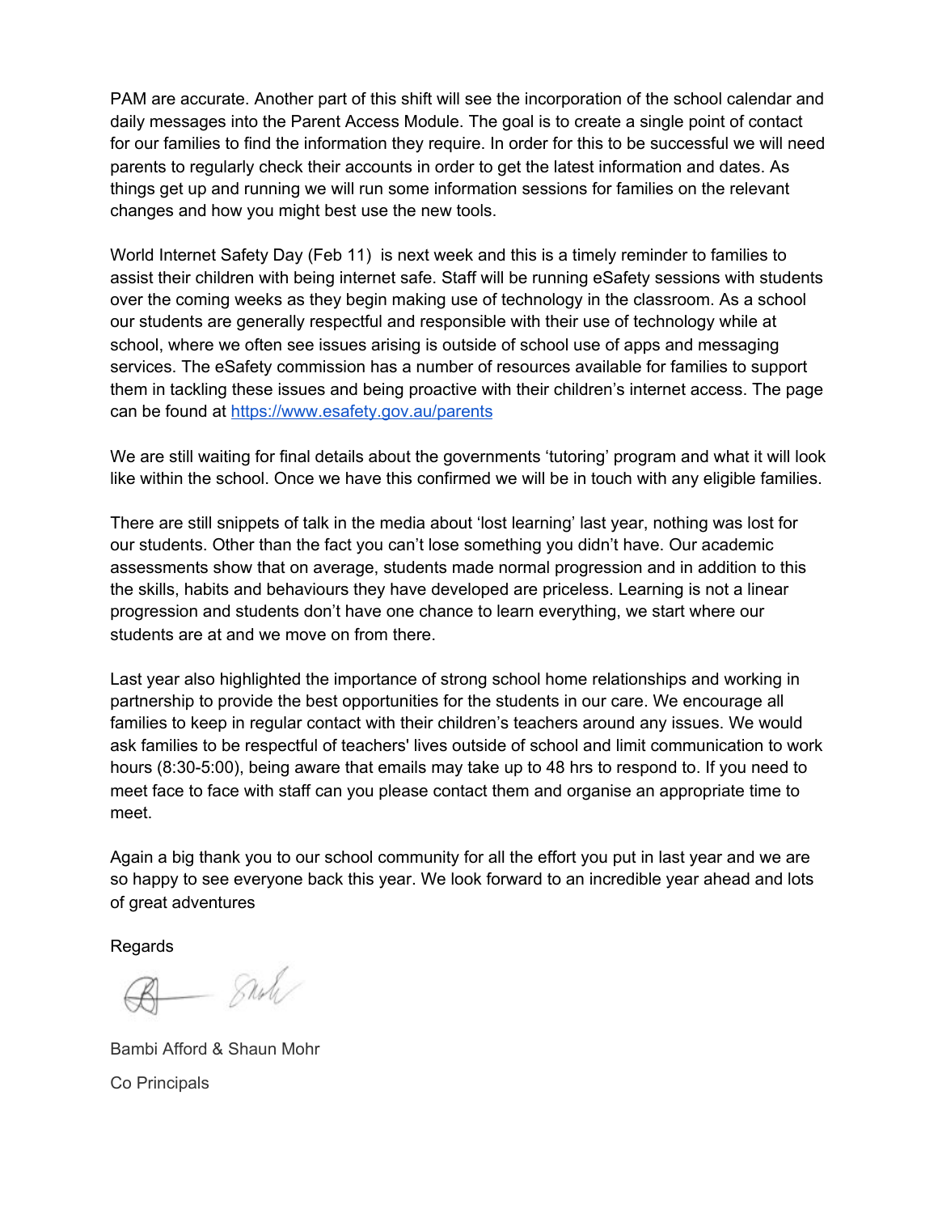PAM are accurate. Another part of this shift will see the incorporation of the school calendar and daily messages into the Parent Access Module. The goal is to create a single point of contact for our families to find the information they require. In order for this to be successful we will need parents to regularly check their accounts in order to get the latest information and dates. As things get up and running we will run some information sessions for families on the relevant changes and how you might best use the new tools.

World Internet Safety Day (Feb 11) is next week and this is a timely reminder to families to assist their children with being internet safe. Staff will be running eSafety sessions with students over the coming weeks as they begin making use of technology in the classroom. As a school our students are generally respectful and responsible with their use of technology while at school, where we often see issues arising is outside of school use of apps and messaging services. The eSafety commission has a number of resources available for families to support them in tackling these issues and being proactive with their children's internet access. The page can be found at [https://www.esafety.gov.au/parents](https://www.esafety.gov.au/parents)

We are still waiting for final details about the governments 'tutoring' program and what it will look like within the school. Once we have this confirmed we will be in touch with any eligible families.

There are still snippets of talk in the media about 'lost learning' last year, nothing was lost for our students. Other than the fact you can't lose something you didn't have. Our academic assessments show that on average, students made normal progression and in addition to this the skills, habits and behaviours they have developed are priceless. Learning is not a linear progression and students don't have one chance to learn everything, we start where our students are at and we move on from there.

Last year also highlighted the importance of strong school home relationships and working in partnership to provide the best opportunities for the students in our care. We encourage all families to keep in regular contact with their children's teachers around any issues. We would ask families to be respectful of teachers' lives outside of school and limit communication to work hours (8:30-5:00), being aware that emails may take up to 48 hrs to respond to. If you need to meet face to face with staff can you please contact them and organise an appropriate time to meet.

Again a big thank you to our school community for all the effort you put in last year and we are so happy to see everyone back this year. We look forward to an incredible year ahead and lots of great adventures

Regards

Bambi Afford & Shaun Mohr

Co Principals